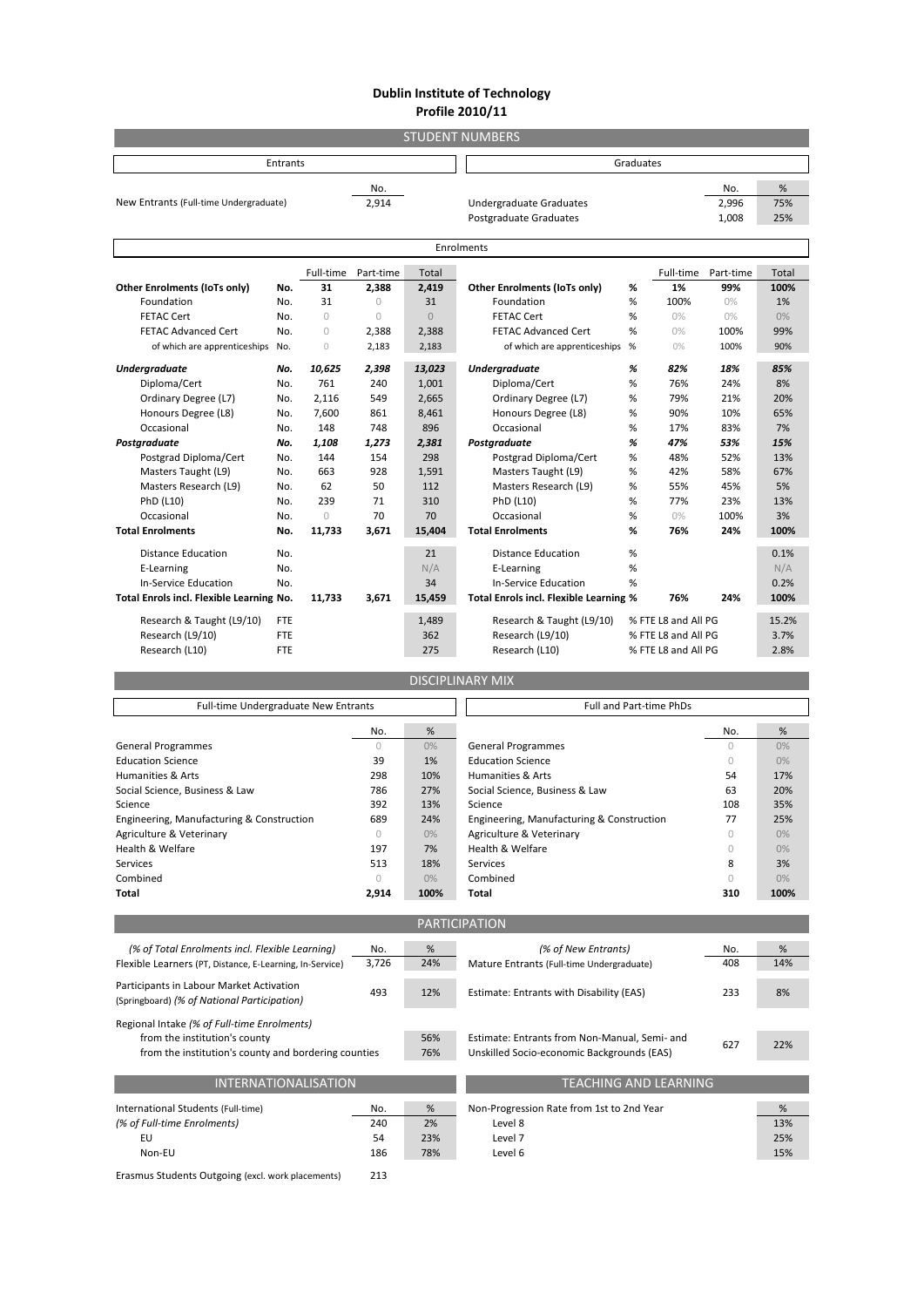# Dublin Institute of Technology
## Profile 2010/11

## STUDENT NUMBERS

| Entrants | No. |
|---|---|
| New Entrants (Full-time Undergraduate) | 2,914 |

| Graduates | No. | % |
|---|---|---|
| Undergraduate Graduates | 2,996 | 75% |
| Postgraduate Graduates | 1,008 | 25% |

### Enrolments

| | | Full-time | Part-time | Total |
|---|---|---|---|---|
| **Other Enrolments (IoTs only)** | **No.** | **31** | **2,388** | **2,419** |
| Foundation | No. | 31 | 0 | 31 |
| FETAC Cert | No. | 0 | 0 | 0 |
| FETAC Advanced Cert | No. | 0 | 2,388 | 2,388 |
| of which are apprenticeships | No. | 0 | 2,183 | 2,183 |
| ***Undergraduate*** | ***No.*** | ***10,625*** | ***2,398*** | ***13,023*** |
| Diploma/Cert | No. | 761 | 240 | 1,001 |
| Ordinary Degree (L7) | No. | 2,116 | 549 | 2,665 |
| Honours Degree (L8) | No. | 7,600 | 861 | 8,461 |
| Occasional | No. | 148 | 748 | 896 |
| ***Postgraduate*** | ***No.*** | ***1,108*** | ***1,273*** | ***2,381*** |
| Postgrad Diploma/Cert | No. | 144 | 154 | 298 |
| Masters Taught (L9) | No. | 663 | 928 | 1,591 |
| Masters Research (L9) | No. | 62 | 50 | 112 |
| PhD (L10) | No. | 239 | 71 | 310 |
| Occasional | No. | 0 | 70 | 70 |
| **Total Enrolments** | **No.** | **11,733** | **3,671** | **15,404** |
| Distance Education | No. | | | 21 |
| E-Learning | No. | | | N/A |
| In-Service Education | No. | | | 34 |
| **Total Enrols incl. Flexible Learning** | **No.** | **11,733** | **3,671** | **15,459** |
| Research & Taught (L9/10) | FTE | | | 1,489 |
| Research (L9/10) | FTE | | | 362 |
| Research (L10) | FTE | | | 275 |

| | | Full-time | Part-time | Total |
|---|---|---|---|---|
| **Other Enrolments (IoTs only)** | **%** | **1%** | **99%** | **100%** |
| Foundation | % | 100% | 0% | 1% |
| FETAC Cert | % | 0% | 0% | 0% |
| FETAC Advanced Cert | % | 0% | 100% | 99% |
| of which are apprenticeships | % | 0% | 100% | 90% |
| ***Undergraduate*** | ***%*** | ***82%*** | ***18%*** | ***85%*** |
| Diploma/Cert | % | 76% | 24% | 8% |
| Ordinary Degree (L7) | % | 79% | 21% | 20% |
| Honours Degree (L8) | % | 90% | 10% | 65% |
| Occasional | % | 17% | 83% | 7% |
| ***Postgraduate*** | ***%*** | ***47%*** | ***53%*** | ***15%*** |
| Postgrad Diploma/Cert | % | 48% | 52% | 13% |
| Masters Taught (L9) | % | 42% | 58% | 67% |
| Masters Research (L9) | % | 55% | 45% | 5% |
| PhD (L10) | % | 77% | 23% | 13% |
| Occasional | % | 0% | 100% | 3% |
| **Total Enrolments** | **%** | **76%** | **24%** | **100%** |
| Distance Education | % | | | 0.1% |
| E-Learning | % | | | N/A |
| In-Service Education | % | | | 0.2% |
| **Total Enrols incl. Flexible Learning** | **%** | **76%** | **24%** | **100%** |
| Research & Taught (L9/10) | % FTE L8 and All PG | | | 15.2% |
| Research (L9/10) | % FTE L8 and All PG | | | 3.7% |
| Research (L10) | % FTE L8 and All PG | | | 2.8% |

## DISCIPLINARY MIX

| Full-time Undergraduate New Entrants | No. | % |
|---|---|---|
| General Programmes | 0 | 0% |
| Education Science | 39 | 1% |
| Humanities & Arts | 298 | 10% |
| Social Science, Business & Law | 786 | 27% |
| Science | 392 | 13% |
| Engineering, Manufacturing & Construction | 689 | 24% |
| Agriculture & Veterinary | 0 | 0% |
| Health & Welfare | 197 | 7% |
| Services | 513 | 18% |
| Combined | 0 | 0% |
| **Total** | **2,914** | **100%** |

| Full and Part-time PhDs | No. | % |
|---|---|---|
| General Programmes | 0 | 0% |
| Education Science | 0 | 0% |
| Humanities & Arts | 54 | 17% |
| Social Science, Business & Law | 63 | 20% |
| Science | 108 | 35% |
| Engineering, Manufacturing & Construction | 77 | 25% |
| Agriculture & Veterinary | 0 | 0% |
| Health & Welfare | 0 | 0% |
| Services | 8 | 3% |
| Combined | 0 | 0% |
| **Total** | **310** | **100%** |

## PARTICIPATION

| *(% of Total Enrolments incl. Flexible Learning)* | No. | % |
|---|---|---|
| Flexible Learners (PT, Distance, E-Learning, In-Service) | 3,726 | 24% |
| Participants in Labour Market Activation (Springboard) *(% of National Participation)* | 493 | 12% |
| Regional Intake *(% of Full-time Enrolments)* | | |
| from the institution's county | | 56% |
| from the institution's county and bordering counties | | 76% |

| *(% of New Entrants)* | No. | % |
|---|---|---|
| Mature Entrants (Full-time Undergraduate) | 408 | 14% |
| Estimate: Entrants with Disability (EAS) | 233 | 8% |
| Estimate: Entrants from Non-Manual, Semi- and Unskilled Socio-economic Backgrounds (EAS) | 627 | 22% |

## INTERNATIONALISATION

| | No. | % |
|---|---|---|
| International Students (Full-time) *(% of Full-time Enrolments)* | 240 | 2% |
| EU | 54 | 23% |
| Non-EU | 186 | 78% |
| Erasmus Students Outgoing (excl. work placements) | 213 | |

## TEACHING AND LEARNING

| Non-Progression Rate from 1st to 2nd Year | % |
|---|---|
| Level 8 | 13% |
| Level 7 | 25% |
| Level 6 | 15% |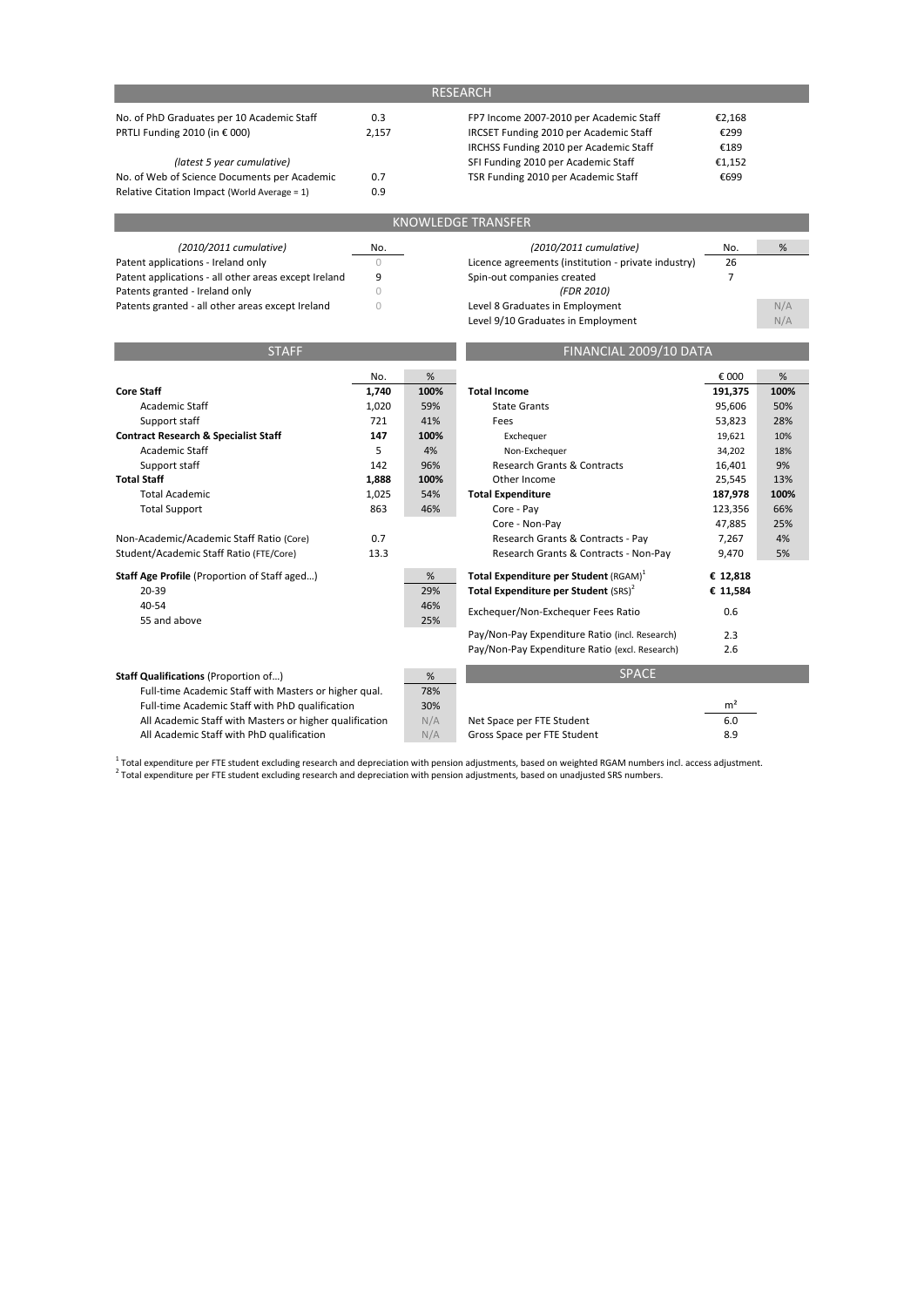## RESEARCH

| | |
|---|---|
| No. of PhD Graduates per 10 Academic Staff | 0.3 |
| PRTLI Funding 2010 (in € 000) | 2,157 |
| *(latest 5 year cumulative)* | |
| No. of Web of Science Documents per Academic | 0.7 |
| Relative Citation Impact (World Average = 1) | 0.9 |

| | |
|---|---|
| FP7 Income 2007-2010 per Academic Staff | €2,168 |
| IRCSET Funding 2010 per Academic Staff | €299 |
| IRCHSS Funding 2010 per Academic Staff | €189 |
| SFI Funding 2010 per Academic Staff | €1,152 |
| TSR Funding 2010 per Academic Staff | €699 |

## KNOWLEDGE TRANSFER

| *(2010/2011 cumulative)* | No. |
|---|---|
| Patent applications - Ireland only | 0 |
| Patent applications - all other areas except Ireland | 9 |
| Patents granted - Ireland only | 0 |
| Patents granted - all other areas except Ireland | 0 |

| *(2010/2011 cumulative)* | No. | % |
|---|---|---|
| Licence agreements (institution - private industry) | 26 | |
| Spin-out companies created | 7 | |
| *(FDR 2010)* | | |
| Level 8 Graduates in Employment | | N/A |
| Level 9/10 Graduates in Employment | | N/A |

## STAFF

| | No. | % |
|---|---|---|
| **Core Staff** | **1,740** | **100%** |
| Academic Staff | 1,020 | 59% |
| Support staff | 721 | 41% |
| **Contract Research & Specialist Staff** | **147** | **100%** |
| Academic Staff | 5 | 4% |
| Support staff | 142 | 96% |
| **Total Staff** | **1,888** | **100%** |
| Total Academic | 1,025 | 54% |
| Total Support | 863 | 46% |
| Non-Academic/Academic Staff Ratio (Core) | 0.7 | |
| Student/Academic Staff Ratio (FTE/Core) | 13.3 | |

| **Staff Age Profile** (Proportion of Staff aged...) | % |
|---|---|
| 20-39 | 29% |
| 40-54 | 46% |
| 55 and above | 25% |

| **Staff Qualifications** (Proportion of...) | % |
|---|---|
| Full-time Academic Staff with Masters or higher qual. | 78% |
| Full-time Academic Staff with PhD qualification | 30% |
| All Academic Staff with Masters or higher qualification | N/A |
| All Academic Staff with PhD qualification | N/A |

## FINANCIAL 2009/10 DATA

| | € 000 | % |
|---|---|---|
| **Total Income** | **191,375** | **100%** |
| State Grants | 95,606 | 50% |
| Fees | 53,823 | 28% |
| Exchequer | 19,621 | 10% |
| Non-Exchequer | 34,202 | 18% |
| Research Grants & Contracts | 16,401 | 9% |
| Other Income | 25,545 | 13% |
| **Total Expenditure** | **187,978** | **100%** |
| Core - Pay | 123,356 | 66% |
| Core - Non-Pay | 47,885 | 25% |
| Research Grants & Contracts - Pay | 7,267 | 4% |
| Research Grants & Contracts - Non-Pay | 9,470 | 5% |
| **Total Expenditure per Student** (RGAM)[1] | **€ 12,818** | |
| **Total Expenditure per Student** (SRS)[2] | **€ 11,584** | |
| Exchequer/Non-Exchequer Fees Ratio | 0.6 | |
| Pay/Non-Pay Expenditure Ratio (incl. Research) | 2.3 | |
| Pay/Non-Pay Expenditure Ratio (excl. Research) | 2.6 | |

## SPACE

| | m² |
|---|---|
| Net Space per FTE Student | 6.0 |
| Gross Space per FTE Student | 8.9 |

[1] Total expenditure per FTE student excluding research and depreciation with pension adjustments, based on weighted RGAM numbers incl. access adjustment.
[2] Total expenditure per FTE student excluding research and depreciation with pension adjustments, based on unadjusted SRS numbers.